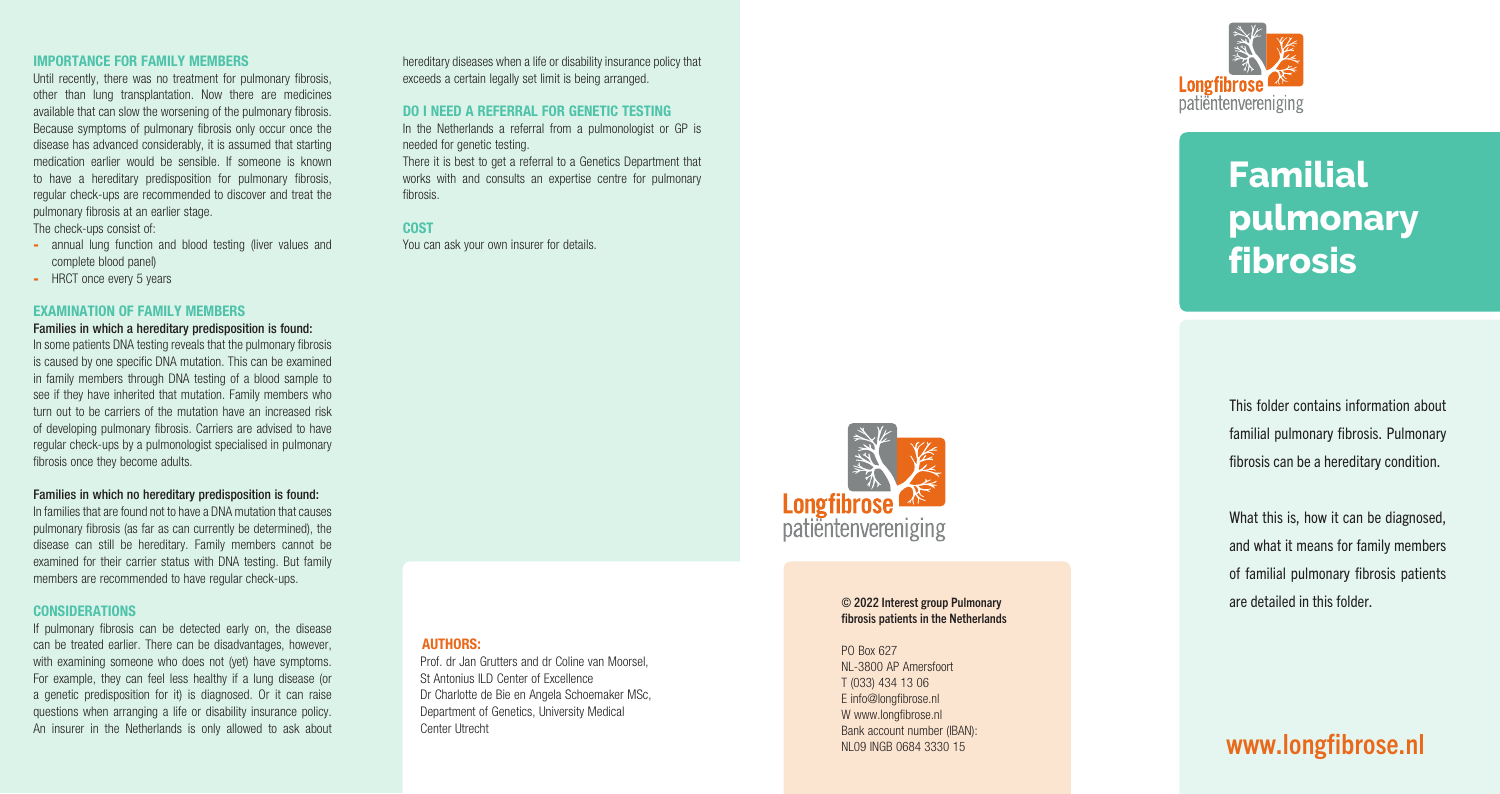## IMPORTANCE FOR FAMILY MEMBERS

Until recently, there was no treatment for pulmonary fibrosis, other than lung transplantation. Now there are medicines available that can slow the worsening of the pulmonary fibrosis. Because symptoms of pulmonary fibrosis only occur once the disease has advanced considerably, it is assumed that starting medication earlier would be sensible. If someone is known to have a hereditary predisposition for pulmonary fibrosis, regular check-ups are recommended to discover and treat the pulmonary fibrosis at an earlier stage.

The check-ups consist of:

- annual lung function and blood testing (liver values and complete blood panel)
- HRCT once every 5 years

## EXAMINATION OF FAMILY MEMBERS

**Families in which a hereditary predisposition is found:**

In some patients DNA testing reveals that the pulmonary fibrosis is caused by one specific DNA mutation. This can be examined in family members through DNA testing of a blood sample to see if they have inherited that mutation. Family members who turn out to be carriers of the mutation have an increased risk of developing pulmonary fibrosis. Carriers are advised to have regular check-ups by a pulmonologist specialised in pulmonary fibrosis once they become adults.

**Families in which no hereditary predisposition is found:**

In families that are found not to have a DNA mutation that causes pulmonary fibrosis (as far as can currently be determined), the disease can still be hereditary. Family members cannot be examined for their carrier status with DNA testing. But family members are recommended to have regular check-ups.

## CONSIDERATIONS

If pulmonary fibrosis can be detected early on, the disease can be treated earlier. There can be disadvantages, however, with examining someone who does not (yet) have symptoms. For example, they can feel less healthy if a lung disease (or a genetic predisposition for it) is diagnosed. Or it can raise questions when arranging a life or disability insurance policy. An insurer in the Netherlands is only allowed to ask about hereditary diseases when a life or disability insurance policy that exceeds a certain legally set limit is being arranged.

## DO I NEED A REFERRAL FOR GENETIC TESTING

In the Netherlands a referral from a pulmonologist or GP is needed for genetic testing.

There it is best to get a referral to a Genetics Department that works with and consults an expertise centre for pulmonary fibrosis.

## COST

You can ask your own insurer for details.

**AUTHORS:**

Prof. dr Jan Grutters and dr Coline van Moorsel,
St Antonius ILD Center of Excellence
Dr Charlotte de Bie en Angela Schoemaker MSc,
Department of Genetics, University Medical Center Utrecht

Longfibrose patiëntenvereniging

**© 2022 Interest group Pulmonary fibrosis patients in the Netherlands**

PO Box 627
NL-3800 AP Amersfoort
T (033) 434 13 06
E info@longfibrose.nl
W www.longfibrose.nl
Bank account number (IBAN):
NL09 INGB 0684 3330 15

Longfibrose patiëntenvereniging

# Familial pulmonary fibrosis

This folder contains information about familial pulmonary fibrosis. Pulmonary fibrosis can be a hereditary condition.

What this is, how it can be diagnosed, and what it means for family members of familial pulmonary fibrosis patients are detailed in this folder.

**www.longfibrose.nl**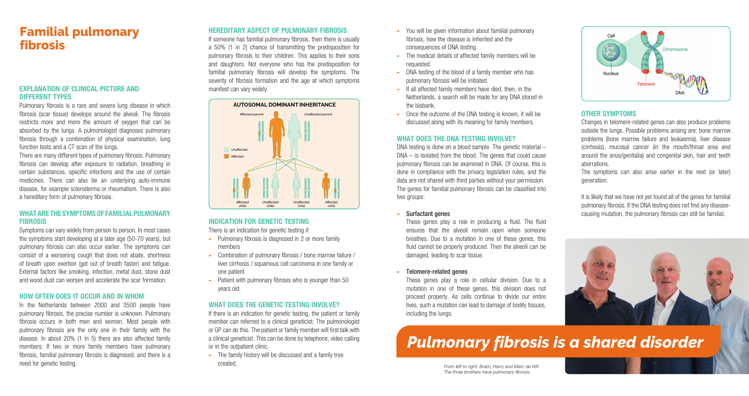# Familial pulmonary fibrosis

## EXPLANATION OF CLINICAL PICTURE AND DIFFERENT TYPES

Pulmonary fibrosis is a rare and severe lung disease in which fibrosis (scar tissue) develops around the alveoli. The fibrosis restricts more and more the amount of oxygen that can be absorbed by the lungs. A pulmonologist diagnoses pulmonary fibrosis through a combination of physical examination, lung function tests and a CT scan of the lungs.

There are many different types of pulmonary fibrosis. Pulmonary fibrosis can develop after exposure to radiation, breathing in certain substances, specific infections and the use of certain medicines. There can also be an underlying auto-immune disease, for example scleroderma or rheumatism. There is also a hereditary form of pulmonary fibrosis.

## WHAT ARE THE SYMPTOMS OF FAMILIAL PULMONARY FIBROSIS

Symptoms can vary widely from person to person. In most cases the symptoms start developing at a later age (50-70 years), but pulmonary fibrosis can also occur earlier. The symptoms can consist of a worsening cough that does not abate, shortness of breath upon exertion (get out of breath faster) and fatigue. External factors like smoking, infection, metal dust, stone dust and wood dust can worsen and accelerate the scar formation.

## HOW OFTEN DOES IT OCCUR AND IN WHOM

In the Netherlands between 2000 and 3500 people have pulmonary fibrosis, the precise number is unknown. Pulmonary fibrosis occurs in both men and women. Most people with pulmonary fibrosis are the only one in their family with the disease. In about 20% (1 in 5) there are also affected family members. If two or more family members have pulmonary fibrosis, familial pulmonary fibrosis is diagnosed, and there is a need for genetic testing.

## HEREDITARY ASPECT OF PULMONARY FIBROSIS

If someone has familial pulmonary fibrosis, then there is usually a 50% (1 in 2) chance of transmitting the predisposition for pulmonary fibrosis to their children. This applies to their sons and daughters. Not everyone who has the predisposition for familial pulmonary fibrosis will develop the symptoms. The severity of fibrosis formation and the age at which symptoms manifest can vary widely.

AUTOSOMAL DOMINANT INHERITANCE

Affected parent
Unaffected parent
Unaffected
Affected
Affected child
Unaffected child
Unaffected child
Affected child

## INDICATION FOR GENETIC TESTING

There is an indication for genetic testing if:

- Pulmonary fibrosis is diagnosed in 2 or more family members
- Combination of pulmonary fibrosis / bone marrow failure / liver cirrhosis / squamous cell carcinoma in one family or one patient
- Patient with pulmonary fibrosis who is younger than 50 years old.

## WHAT DOES THE GENETIC TESTING INVOLVE?

If there is an indication for genetic testing, the patient or family member can referred to a clinical geneticist. The pulmonologist or GP can do this. The patient or family member will first talk with a clinical geneticist. This can be done by telephone, video calling or in the outpatient clinic.

- The family history will be discussed and a family tree created.
- You will be given information about familial pulmonary fibrosis, how the disease is inherited and the consequences of DNA testing.
- The medical details of affected family members will be requested.
- DNA testing of the blood of a family member who has pulmonary fibrosis will be initiated.
- If all affected family members have died, then, in the Netherlands, a search will be made for any DNA stored in the biobank.
- Once the outcome of the DNA testing is known, it will be discussed along with its meaning for family members.

## WHAT DOES THE DNA TESTING INVOLVE?

DNA testing is done on a blood sample. The genetic material – DNA – is isolated from the blood. The genes that could cause pulmonary fibrosis can be examined in DNA. Of course, this is done in compliance with the privacy legislation rules, and the data are not shared with third parties without your permission. The genes for familial pulmonary fibrosis can be classified into two groups:

- **Surfactant genes**

  These genes play a role in producing a fluid. The fluid ensures that the alveoli remain open when someone breathes. Due to a mutation in one of these genes, this fluid cannot be properly produced. Then the alveoli can be damaged, leading to scar tissue.

- **Telomere-related genes**

  These genes play a role in cellular division. Due to a mutation in one of these genes, this division does not proceed properly. As cells continue to divide our entire lives, such a mutation can lead to damage of bodily tissues, including the lungs.

Cell
Nucleus
Chromosome
Telomere
DNA

## OTHER SYMPTOMS

Changes in telomere-related genes can also produce problems outside the lungs. Possible problems arising are: bone marrow problems (bone marrow failure and leukaemia), liver disease (cirrhosis), mucosal cancer (in the mouth/throat area and around the anus/genitalia) and congenital skin, hair and teeth aberrations.

The symptoms can also arise earlier in the next (or later) generation.

It is likely that we have not yet found all of the genes for familial pulmonary fibrosis. If the DNA testing does not find any disease-causing mutation, the pulmonary fibrosis can still be familial.

# *Pulmonary fibrosis is a shared disorder*

*From left to right: Bram, Harry and Marc de Wit. The three brothers have pulmonary fibrosis.*